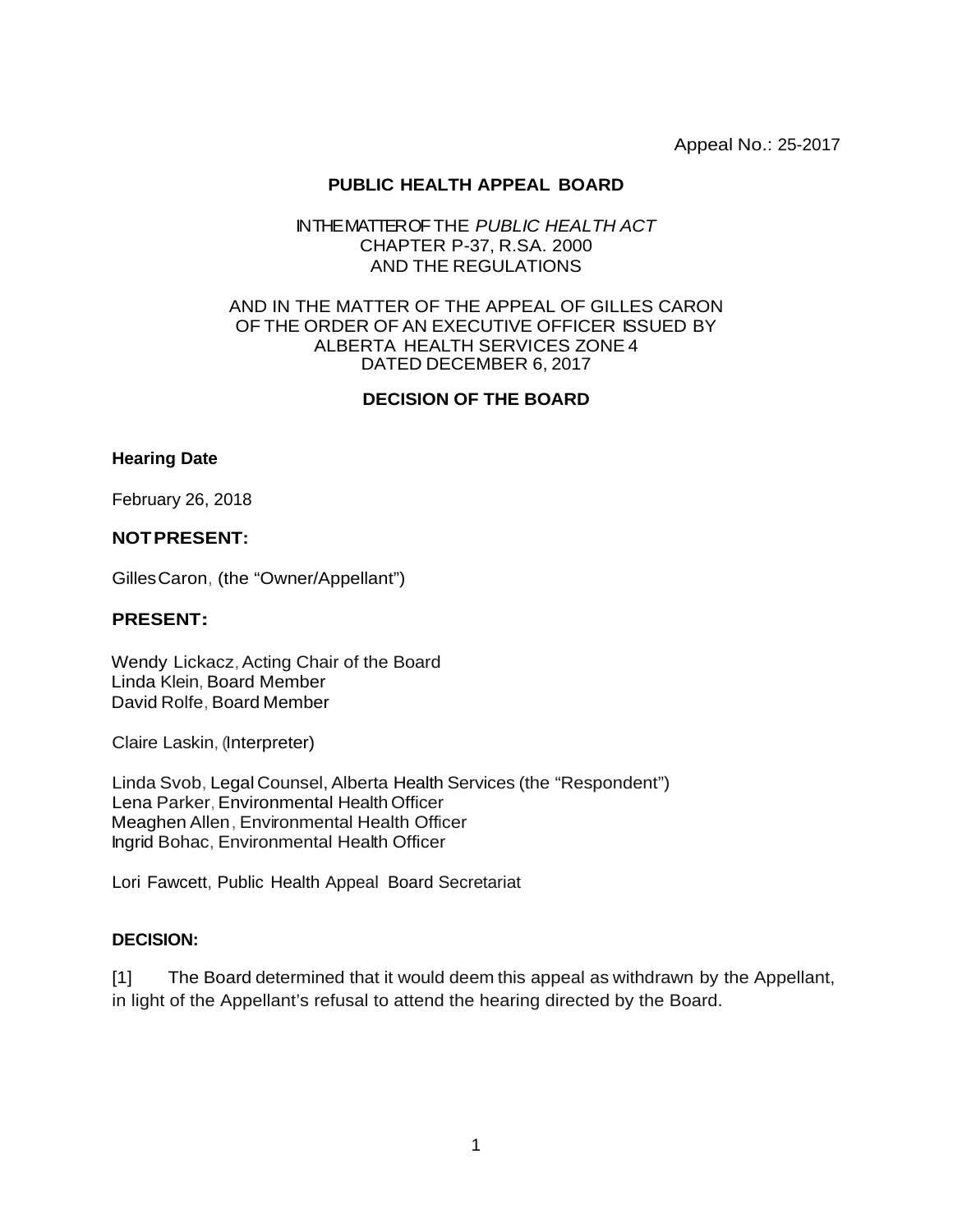Appeal No.: 25-2017

**PUBLIC HEALTH APPEAL BOARD**

IN THE MATTER OF THE *PUBLIC HEALTH ACT*
CHAPTER P-37, R.SA. 2000
AND THE REGULATIONS

AND IN THE MATTER OF THE APPEAL OF GILLES CARON
OF THE ORDER OF AN EXECUTIVE OFFICER ISSUED BY
ALBERTA HEALTH SERVICES ZONE 4
DATED DECEMBER 6, 2017

**DECISION OF THE BOARD**

**Hearing Date**

February 26, 2018

**NOT PRESENT:**

Gilles Caron, (the "Owner/Appellant")

**PRESENT:**

Wendy Lickacz, Acting Chair of the Board
Linda Klein, Board Member
David Rolfe, Board Member

Claire Laskin, (Interpreter)

Linda Svob, Legal Counsel, Alberta Health Services (the "Respondent")
Lena Parker, Environmental Health Officer
Meaghen Allen, Environmental Health Officer
Ingrid Bohac, Environmental Health Officer

Lori Fawcett, Public Health Appeal Board Secretariat

**DECISION:**

[1] The Board determined that it would deem this appeal as withdrawn by the Appellant, in light of the Appellant's refusal to attend the hearing directed by the Board.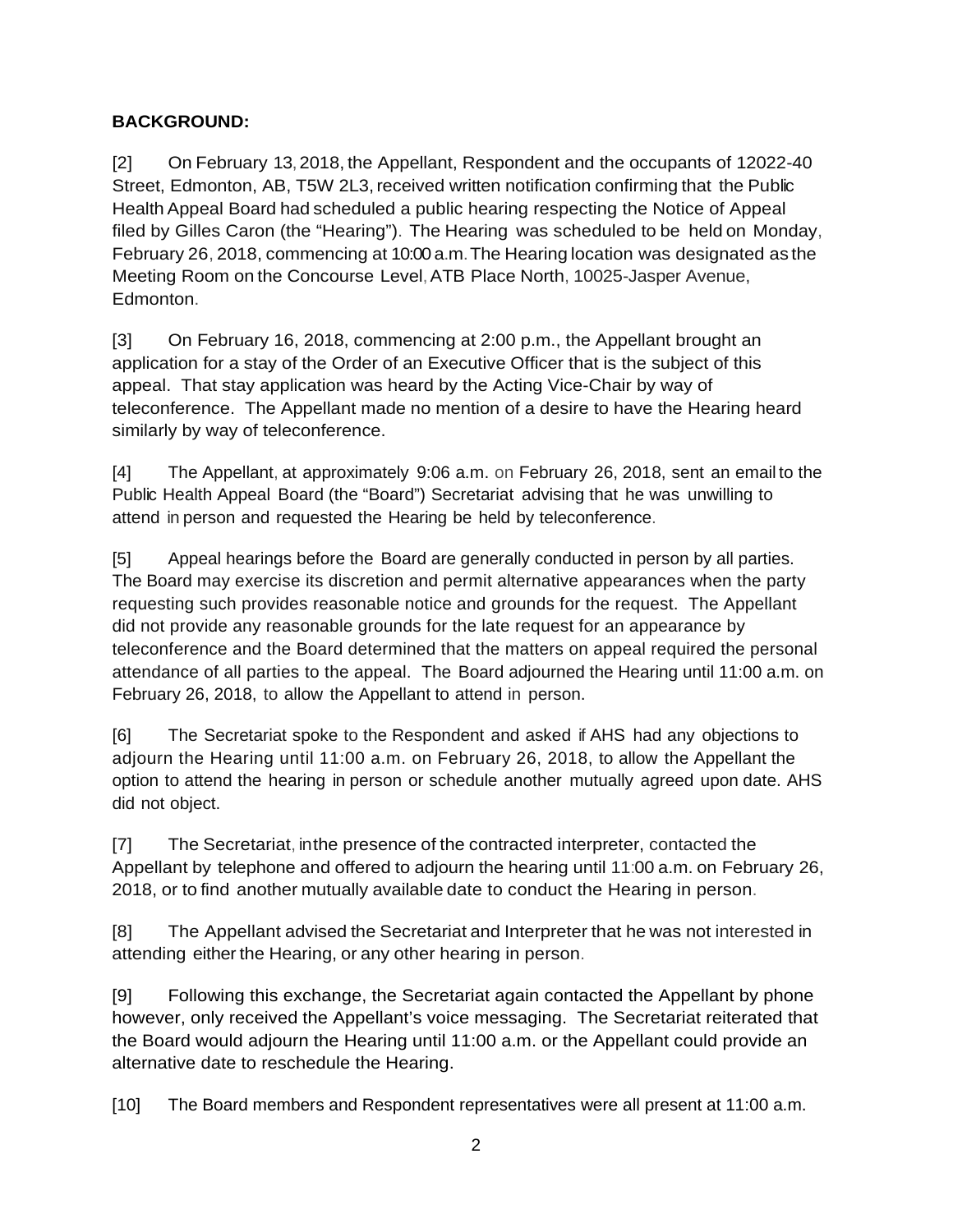**BACKGROUND:**

[2] On February 13, 2018, the Appellant, Respondent and the occupants of 12022-40 Street, Edmonton, AB, T5W 2L3, received written notification confirming that the Public Health Appeal Board had scheduled a public hearing respecting the Notice of Appeal filed by Gilles Caron (the "Hearing"). The Hearing was scheduled to be held on Monday, February 26, 2018, commencing at 10:00 a.m. The Hearing location was designated as the Meeting Room on the Concourse Level, ATB Place North, 10025-Jasper Avenue, Edmonton.

[3] On February 16, 2018, commencing at 2:00 p.m., the Appellant brought an application for a stay of the Order of an Executive Officer that is the subject of this appeal. That stay application was heard by the Acting Vice-Chair by way of teleconference. The Appellant made no mention of a desire to have the Hearing heard similarly by way of teleconference.

[4] The Appellant, at approximately 9:06 a.m. on February 26, 2018, sent an email to the Public Health Appeal Board (the "Board") Secretariat advising that he was unwilling to attend in person and requested the Hearing be held by teleconference.

[5] Appeal hearings before the Board are generally conducted in person by all parties. The Board may exercise its discretion and permit alternative appearances when the party requesting such provides reasonable notice and grounds for the request. The Appellant did not provide any reasonable grounds for the late request for an appearance by teleconference and the Board determined that the matters on appeal required the personal attendance of all parties to the appeal. The Board adjourned the Hearing until 11:00 a.m. on February 26, 2018, to allow the Appellant to attend in person.

[6] The Secretariat spoke to the Respondent and asked if AHS had any objections to adjourn the Hearing until 11:00 a.m. on February 26, 2018, to allow the Appellant the option to attend the hearing in person or schedule another mutually agreed upon date. AHS did not object.

[7] The Secretariat, in the presence of the contracted interpreter, contacted the Appellant by telephone and offered to adjourn the hearing until 11:00 a.m. on February 26, 2018, or to find another mutually available date to conduct the Hearing in person.

[8] The Appellant advised the Secretariat and Interpreter that he was not interested in attending either the Hearing, or any other hearing in person.

[9] Following this exchange, the Secretariat again contacted the Appellant by phone however, only received the Appellant's voice messaging. The Secretariat reiterated that the Board would adjourn the Hearing until 11:00 a.m. or the Appellant could provide an alternative date to reschedule the Hearing.

[10] The Board members and Respondent representatives were all present at 11:00 a.m.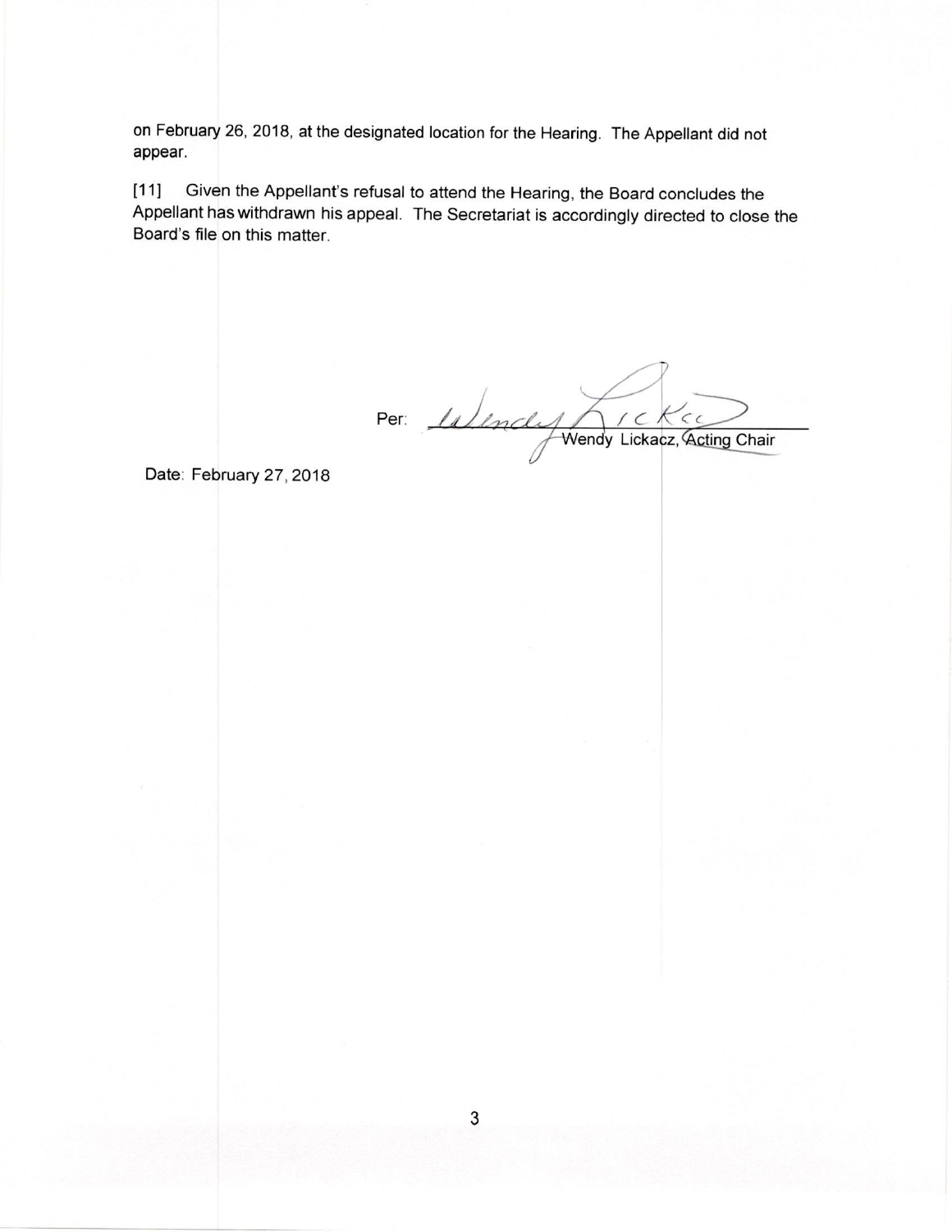on February 26, 2018, at the designated location for the Hearing. The Appellant did not appear.

[11] Given the Appellant's refusal to attend the Hearing, the Board concludes the Appellant has withdrawn his appeal. The Secretariat is accordingly directed to close the Board's file on this matter.

Per: Wendy Lickacz, Acting Chair

Date: February 27, 2018